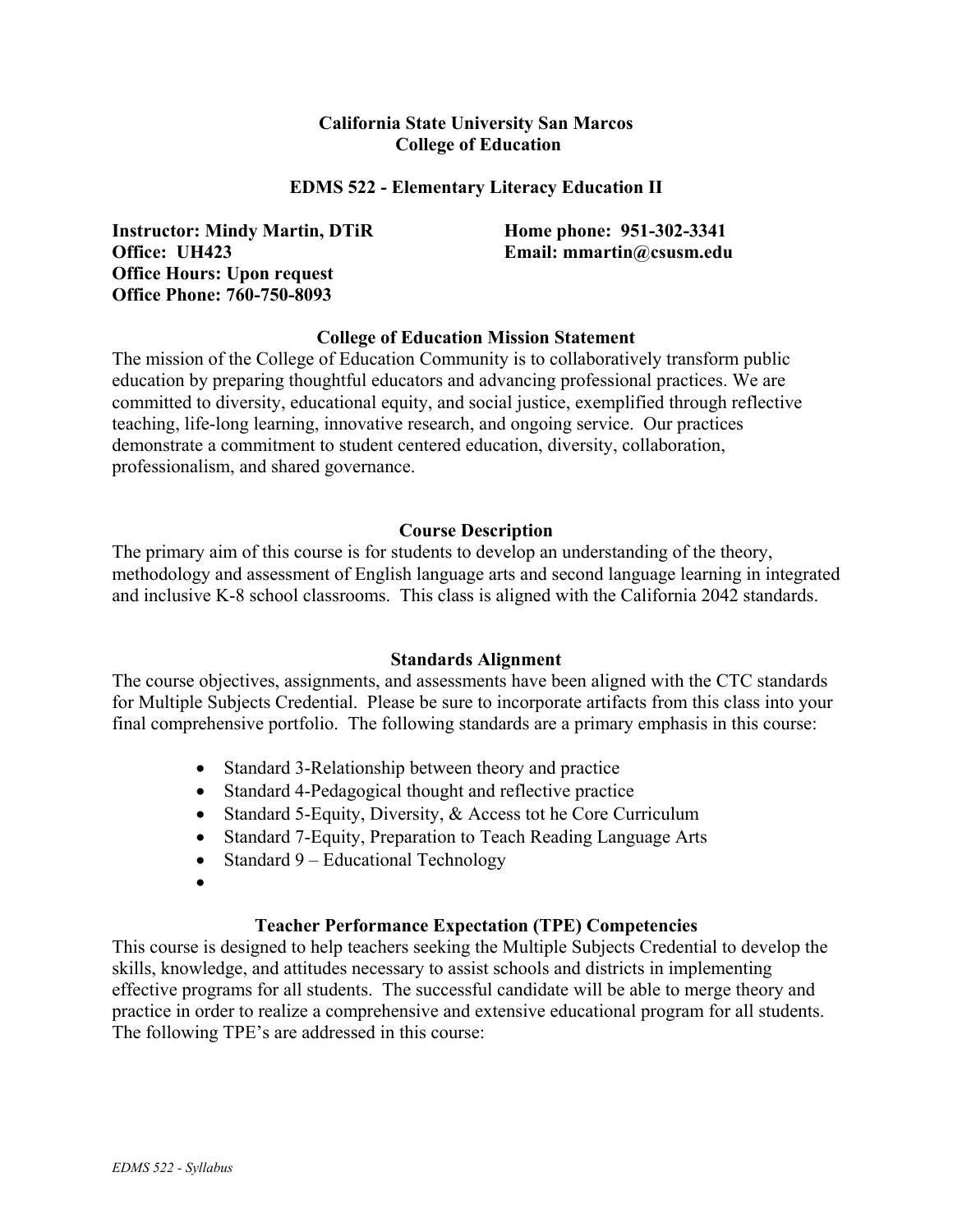**California State University San Marcos**
**College of Education**

**EDMS 522 - Elementary Literacy Education II**

**Instructor: Mindy Martin, DTiR**
**Office: UH423**
**Office Hours: Upon request**
**Office Phone: 760-750-8093**

**Home phone: 951-302-3341**
**Email: mmartin@csusm.edu**

## College of Education Mission Statement

The mission of the College of Education Community is to collaboratively transform public education by preparing thoughtful educators and advancing professional practices. We are committed to diversity, educational equity, and social justice, exemplified through reflective teaching, life-long learning, innovative research, and ongoing service. Our practices demonstrate a commitment to student centered education, diversity, collaboration, professionalism, and shared governance.

## Course Description

The primary aim of this course is for students to develop an understanding of the theory, methodology and assessment of English language arts and second language learning in integrated and inclusive K-8 school classrooms. This class is aligned with the California 2042 standards.

## Standards Alignment

The course objectives, assignments, and assessments have been aligned with the CTC standards for Multiple Subjects Credential. Please be sure to incorporate artifacts from this class into your final comprehensive portfolio. The following standards are a primary emphasis in this course:

- Standard 3-Relationship between theory and practice
- Standard 4-Pedagogical thought and reflective practice
- Standard 5-Equity, Diversity, & Access tot he Core Curriculum
- Standard 7-Equity, Preparation to Teach Reading Language Arts
- Standard 9 – Educational Technology
- 

## Teacher Performance Expectation (TPE) Competencies

This course is designed to help teachers seeking the Multiple Subjects Credential to develop the skills, knowledge, and attitudes necessary to assist schools and districts in implementing effective programs for all students. The successful candidate will be able to merge theory and practice in order to realize a comprehensive and extensive educational program for all students. The following TPE's are addressed in this course: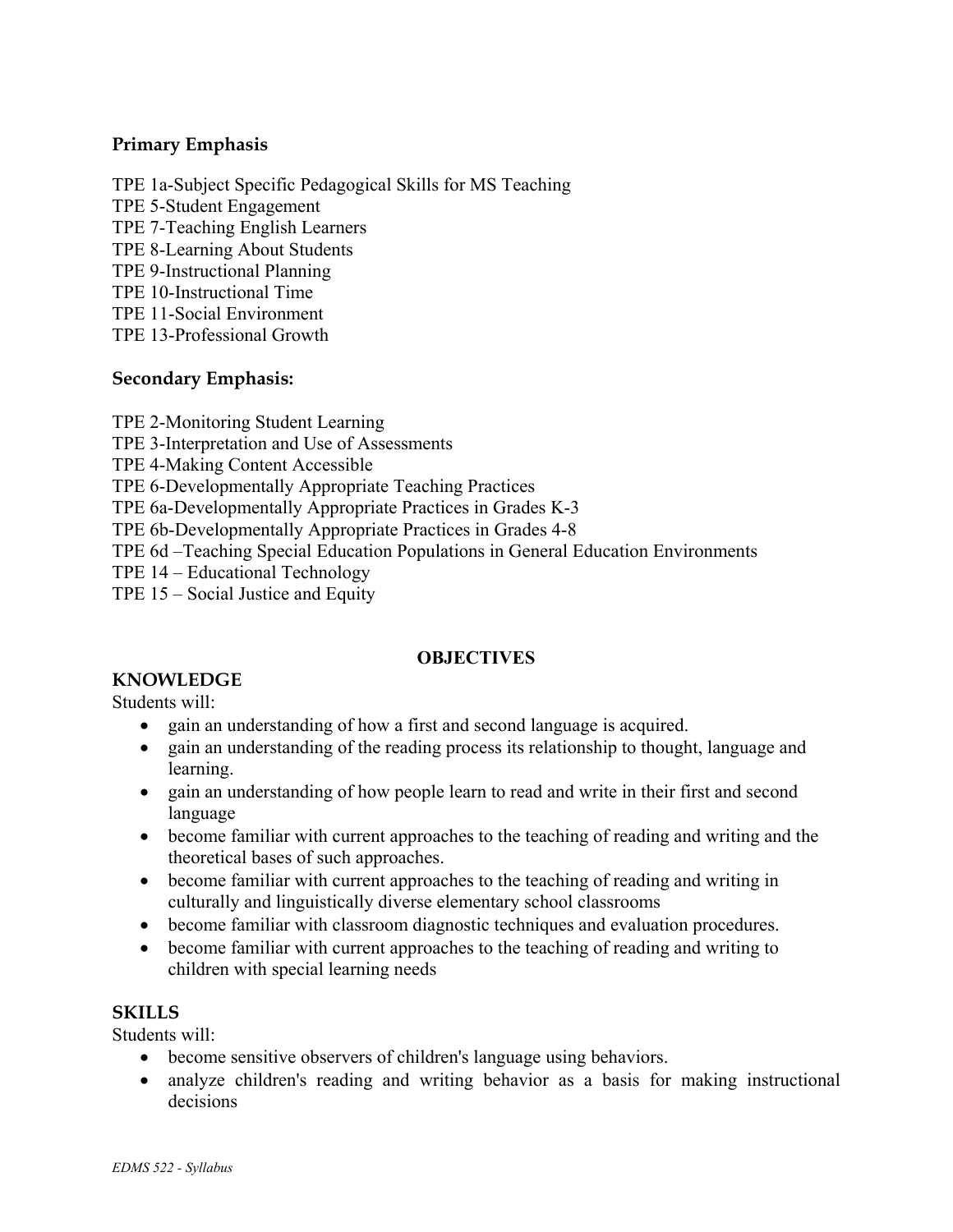**Primary Emphasis**

TPE 1a-Subject Specific Pedagogical Skills for MS Teaching
TPE 5-Student Engagement
TPE 7-Teaching English Learners
TPE 8-Learning About Students
TPE 9-Instructional Planning
TPE 10-Instructional Time
TPE 11-Social Environment
TPE 13-Professional Growth

**Secondary Emphasis:**

TPE 2-Monitoring Student Learning
TPE 3-Interpretation and Use of Assessments
TPE 4-Making Content Accessible
TPE 6-Developmentally Appropriate Teaching Practices
TPE 6a-Developmentally Appropriate Practices in Grades K-3
TPE 6b-Developmentally Appropriate Practices in Grades 4-8
TPE 6d –Teaching Special Education Populations in General Education Environments
TPE 14 – Educational Technology
TPE 15 – Social Justice and Equity

## OBJECTIVES

### KNOWLEDGE

Students will:

- gain an understanding of how a first and second language is acquired.
- gain an understanding of the reading process its relationship to thought, language and learning.
- gain an understanding of how people learn to read and write in their first and second language
- become familiar with current approaches to the teaching of reading and writing and the theoretical bases of such approaches.
- become familiar with current approaches to the teaching of reading and writing in culturally and linguistically diverse elementary school classrooms
- become familiar with classroom diagnostic techniques and evaluation procedures.
- become familiar with current approaches to the teaching of reading and writing to children with special learning needs

### SKILLS

Students will:

- become sensitive observers of children's language using behaviors.
- analyze children's reading and writing behavior as a basis for making instructional decisions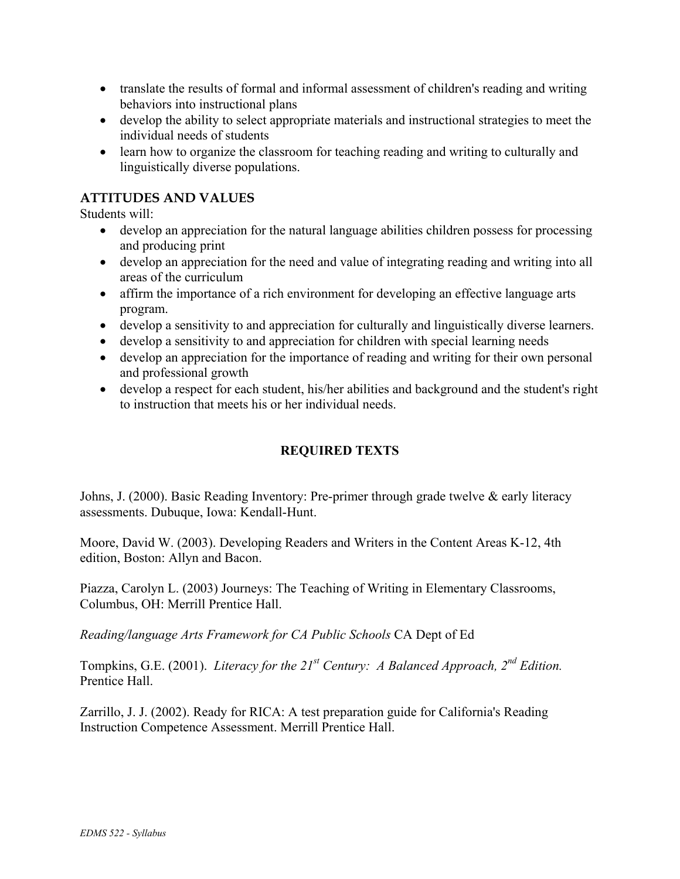- translate the results of formal and informal assessment of children's reading and writing behaviors into instructional plans
- develop the ability to select appropriate materials and instructional strategies to meet the individual needs of students
- learn how to organize the classroom for teaching reading and writing to culturally and linguistically diverse populations.

## ATTITUDES AND VALUES

Students will:

- develop an appreciation for the natural language abilities children possess for processing and producing print
- develop an appreciation for the need and value of integrating reading and writing into all areas of the curriculum
- affirm the importance of a rich environment for developing an effective language arts program.
- develop a sensitivity to and appreciation for culturally and linguistically diverse learners.
- develop a sensitivity to and appreciation for children with special learning needs
- develop an appreciation for the importance of reading and writing for their own personal and professional growth
- develop a respect for each student, his/her abilities and background and the student's right to instruction that meets his or her individual needs.

## REQUIRED TEXTS

Johns, J. (2000). Basic Reading Inventory: Pre-primer through grade twelve & early literacy assessments. Dubuque, Iowa: Kendall-Hunt.

Moore, David W. (2003). Developing Readers and Writers in the Content Areas K-12, 4th edition, Boston: Allyn and Bacon.

Piazza, Carolyn L. (2003) Journeys: The Teaching of Writing in Elementary Classrooms, Columbus, OH: Merrill Prentice Hall.

*Reading/language Arts Framework for CA Public Schools* CA Dept of Ed

Tompkins, G.E. (2001). *Literacy for the 21st Century: A Balanced Approach, 2nd Edition.* Prentice Hall.

Zarrillo, J. J. (2002). Ready for RICA: A test preparation guide for California's Reading Instruction Competence Assessment. Merrill Prentice Hall.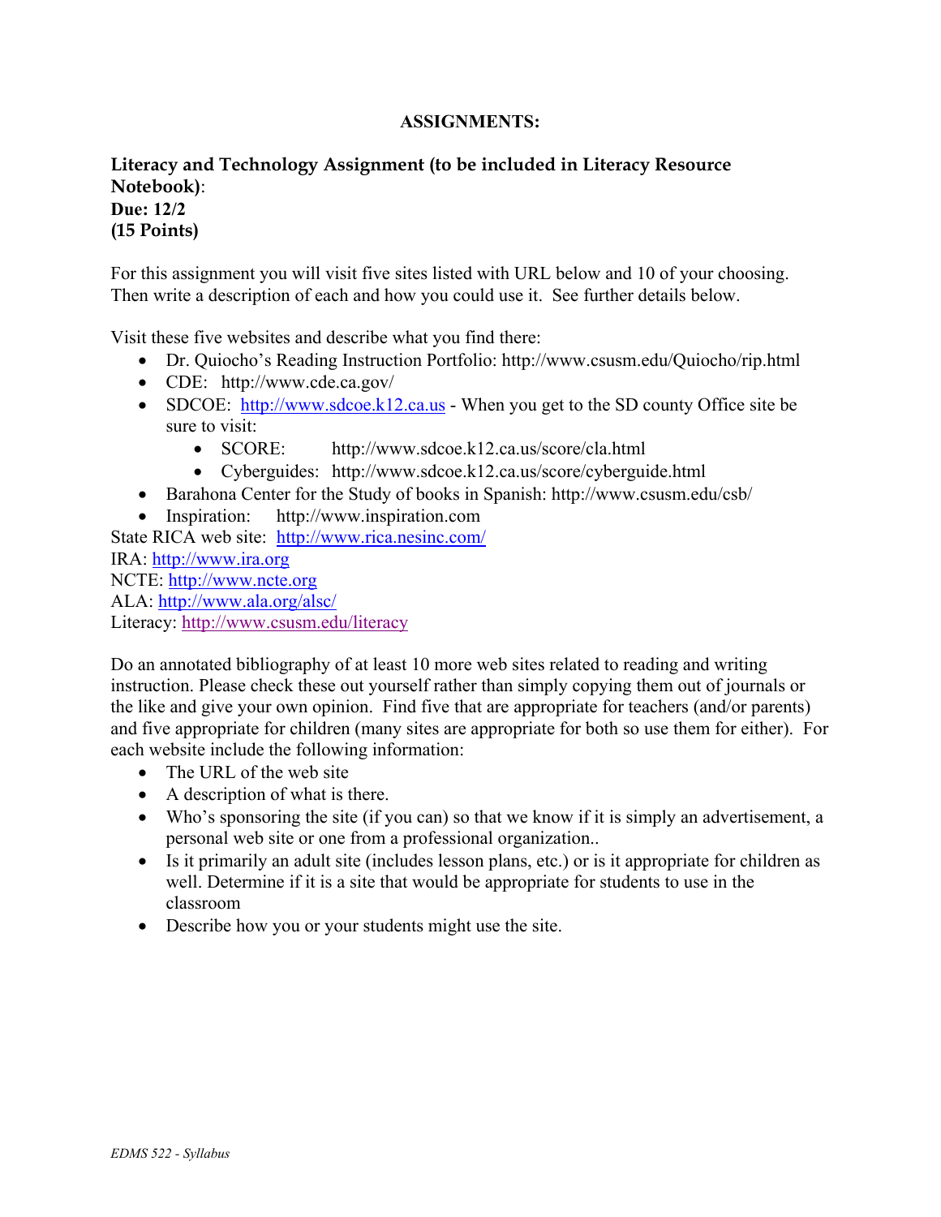## ASSIGNMENTS:

**Literacy and Technology Assignment (to be included in Literacy Resource Notebook)**:
**Due: 12/2**
**(15 Points)**

For this assignment you will visit five sites listed with URL below and 10 of your choosing. Then write a description of each and how you could use it. See further details below.

Visit these five websites and describe what you find there:

- Dr. Quiocho's Reading Instruction Portfolio: http://www.csusm.edu/Quiocho/rip.html
- CDE: http://www.cde.ca.gov/
- SDCOE: http://www.sdcoe.k12.ca.us - When you get to the SD county Office site be sure to visit:
  - SCORE: http://www.sdcoe.k12.ca.us/score/cla.html
  - Cyberguides: http://www.sdcoe.k12.ca.us/score/cyberguide.html
- Barahona Center for the Study of books in Spanish: http://www.csusm.edu/csb/
- Inspiration: http://www.inspiration.com

State RICA web site: http://www.rica.nesinc.com/
IRA: http://www.ira.org
NCTE: http://www.ncte.org
ALA: http://www.ala.org/alsc/
Literacy: http://www.csusm.edu/literacy

Do an annotated bibliography of at least 10 more web sites related to reading and writing instruction. Please check these out yourself rather than simply copying them out of journals or the like and give your own opinion. Find five that are appropriate for teachers (and/or parents) and five appropriate for children (many sites are appropriate for both so use them for either). For each website include the following information:

- The URL of the web site
- A description of what is there.
- Who's sponsoring the site (if you can) so that we know if it is simply an advertisement, a personal web site or one from a professional organization..
- Is it primarily an adult site (includes lesson plans, etc.) or is it appropriate for children as well. Determine if it is a site that would be appropriate for students to use in the classroom
- Describe how you or your students might use the site.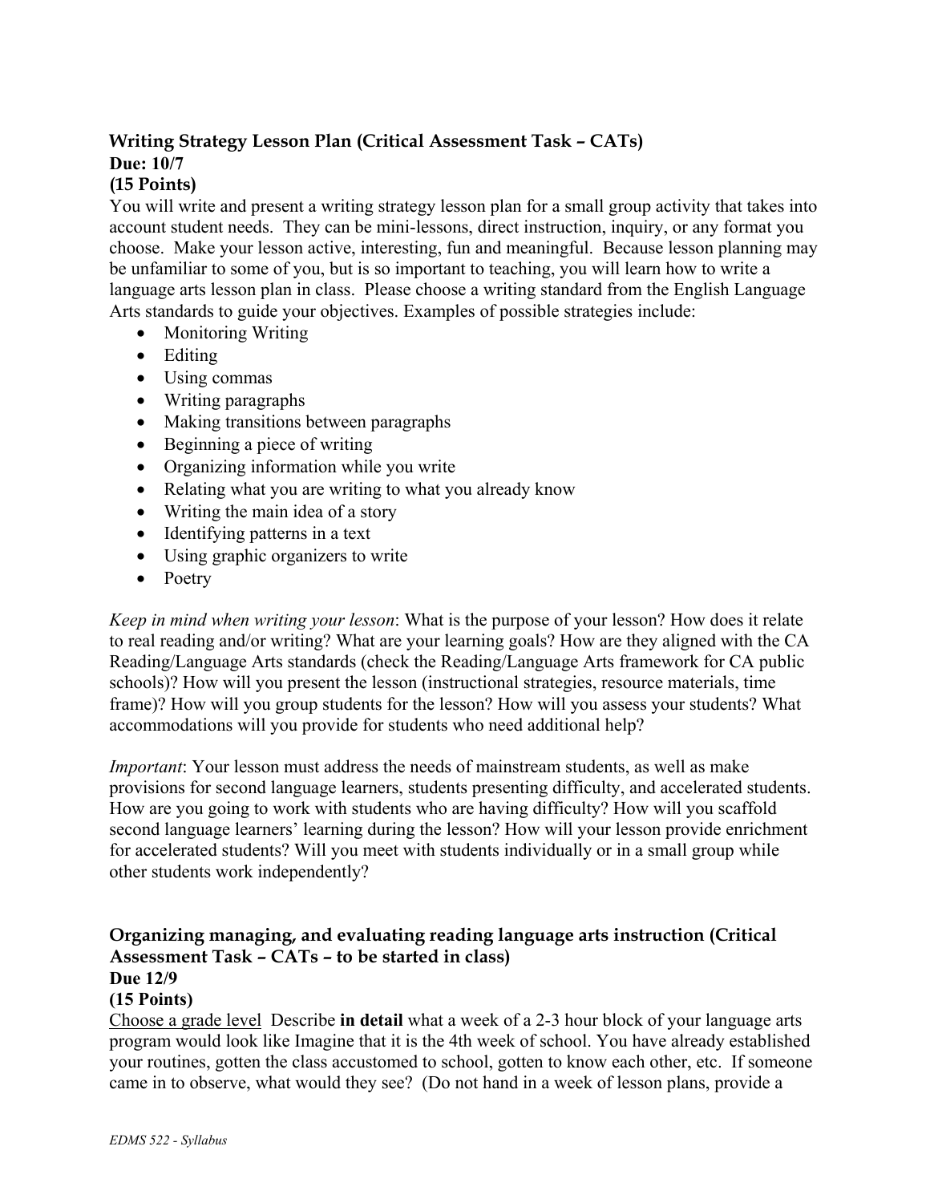**Writing Strategy Lesson Plan (Critical Assessment Task – CATs)**
**Due: 10/7**
**(15 Points)**

You will write and present a writing strategy lesson plan for a small group activity that takes into account student needs. They can be mini-lessons, direct instruction, inquiry, or any format you choose. Make your lesson active, interesting, fun and meaningful. Because lesson planning may be unfamiliar to some of you, but is so important to teaching, you will learn how to write a language arts lesson plan in class. Please choose a writing standard from the English Language Arts standards to guide your objectives. Examples of possible strategies include:

- Monitoring Writing
- Editing
- Using commas
- Writing paragraphs
- Making transitions between paragraphs
- Beginning a piece of writing
- Organizing information while you write
- Relating what you are writing to what you already know
- Writing the main idea of a story
- Identifying patterns in a text
- Using graphic organizers to write
- Poetry

*Keep in mind when writing your lesson*: What is the purpose of your lesson? How does it relate to real reading and/or writing? What are your learning goals? How are they aligned with the CA Reading/Language Arts standards (check the Reading/Language Arts framework for CA public schools)? How will you present the lesson (instructional strategies, resource materials, time frame)? How will you group students for the lesson? How will you assess your students? What accommodations will you provide for students who need additional help?

*Important*: Your lesson must address the needs of mainstream students, as well as make provisions for second language learners, students presenting difficulty, and accelerated students. How are you going to work with students who are having difficulty? How will you scaffold second language learners' learning during the lesson? How will your lesson provide enrichment for accelerated students? Will you meet with students individually or in a small group while other students work independently?

**Organizing managing, and evaluating reading language arts instruction (Critical Assessment Task – CATs – to be started in class)**
**Due 12/9**
**(15 Points)**

<u>Choose a grade level</u> Describe **in detail** what a week of a 2-3 hour block of your language arts program would look like Imagine that it is the 4th week of school. You have already established your routines, gotten the class accustomed to school, gotten to know each other, etc. If someone came in to observe, what would they see? (Do not hand in a week of lesson plans, provide a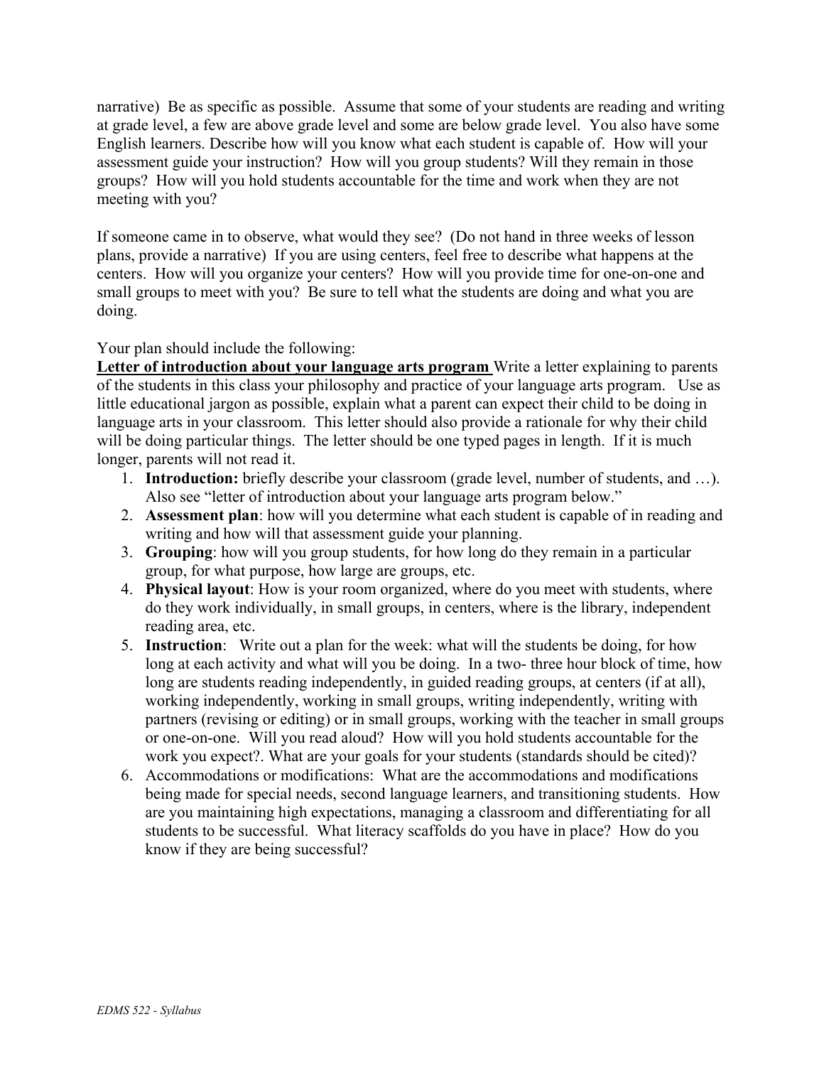narrative) Be as specific as possible. Assume that some of your students are reading and writing at grade level, a few are above grade level and some are below grade level. You also have some English learners. Describe how will you know what each student is capable of. How will your assessment guide your instruction? How will you group students? Will they remain in those groups? How will you hold students accountable for the time and work when they are not meeting with you?

If someone came in to observe, what would they see? (Do not hand in three weeks of lesson plans, provide a narrative) If you are using centers, feel free to describe what happens at the centers. How will you organize your centers? How will you provide time for one-on-one and small groups to meet with you? Be sure to tell what the students are doing and what you are doing.

Your plan should include the following:

**<u>Letter of introduction about your language arts program</u>** Write a letter explaining to parents of the students in this class your philosophy and practice of your language arts program. Use as little educational jargon as possible, explain what a parent can expect their child to be doing in language arts in your classroom. This letter should also provide a rationale for why their child will be doing particular things. The letter should be one typed pages in length. If it is much longer, parents will not read it.

1. **Introduction:** briefly describe your classroom (grade level, number of students, and …). Also see "letter of introduction about your language arts program below."
2. **Assessment plan**: how will you determine what each student is capable of in reading and writing and how will that assessment guide your planning.
3. **Grouping**: how will you group students, for how long do they remain in a particular group, for what purpose, how large are groups, etc.
4. **Physical layout**: How is your room organized, where do you meet with students, where do they work individually, in small groups, in centers, where is the library, independent reading area, etc.
5. **Instruction**: Write out a plan for the week: what will the students be doing, for how long at each activity and what will you be doing. In a two- three hour block of time, how long are students reading independently, in guided reading groups, at centers (if at all), working independently, working in small groups, writing independently, writing with partners (revising or editing) or in small groups, working with the teacher in small groups or one-on-one. Will you read aloud? How will you hold students accountable for the work you expect?. What are your goals for your students (standards should be cited)?
6. Accommodations or modifications: What are the accommodations and modifications being made for special needs, second language learners, and transitioning students. How are you maintaining high expectations, managing a classroom and differentiating for all students to be successful. What literacy scaffolds do you have in place? How do you know if they are being successful?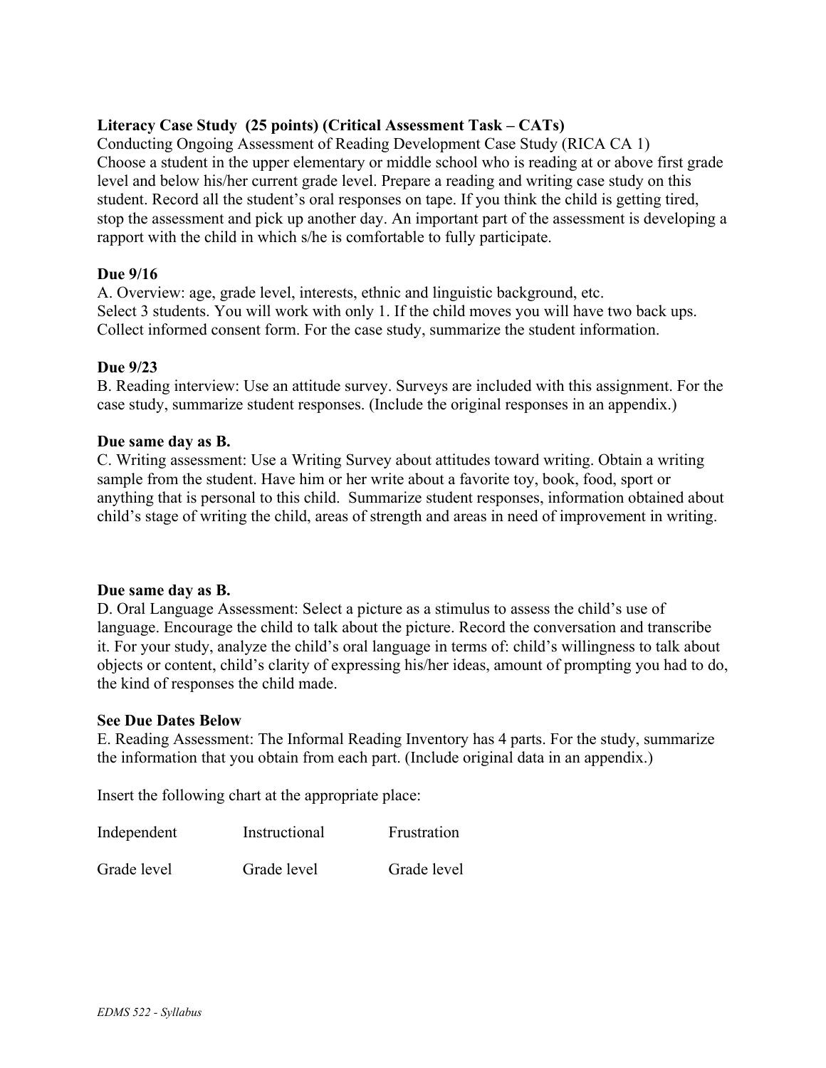**Literacy Case Study (25 points) (Critical Assessment Task – CATs)**
Conducting Ongoing Assessment of Reading Development Case Study (RICA CA 1)
Choose a student in the upper elementary or middle school who is reading at or above first grade level and below his/her current grade level. Prepare a reading and writing case study on this student. Record all the student's oral responses on tape. If you think the child is getting tired, stop the assessment and pick up another day. An important part of the assessment is developing a rapport with the child in which s/he is comfortable to fully participate.

**Due 9/16**
A. Overview: age, grade level, interests, ethnic and linguistic background, etc.
Select 3 students. You will work with only 1. If the child moves you will have two back ups. Collect informed consent form. For the case study, summarize the student information.

**Due 9/23**
B. Reading interview: Use an attitude survey. Surveys are included with this assignment. For the case study, summarize student responses. (Include the original responses in an appendix.)

**Due same day as B.**
C. Writing assessment: Use a Writing Survey about attitudes toward writing. Obtain a writing sample from the student. Have him or her write about a favorite toy, book, food, sport or anything that is personal to this child. Summarize student responses, information obtained about child's stage of writing the child, areas of strength and areas in need of improvement in writing.

**Due same day as B.**
D. Oral Language Assessment: Select a picture as a stimulus to assess the child's use of language. Encourage the child to talk about the picture. Record the conversation and transcribe it. For your study, analyze the child's oral language in terms of: child's willingness to talk about objects or content, child's clarity of expressing his/her ideas, amount of prompting you had to do, the kind of responses the child made.

**See Due Dates Below**
E. Reading Assessment: The Informal Reading Inventory has 4 parts. For the study, summarize the information that you obtain from each part. (Include original data in an appendix.)

Insert the following chart at the appropriate place:

| Independent | Instructional | Frustration |
|---|---|---|
| Grade level | Grade level | Grade level |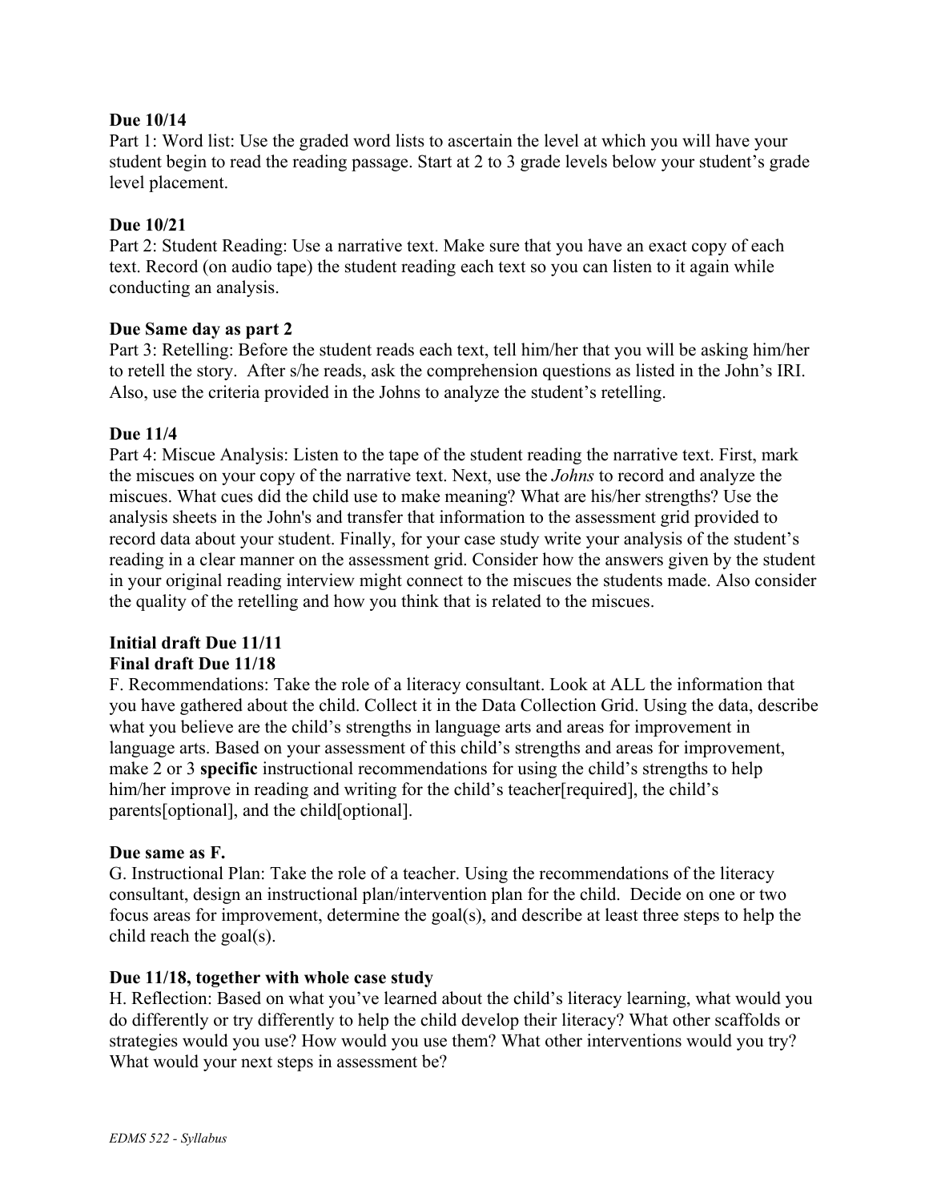**Due 10/14**

Part 1: Word list: Use the graded word lists to ascertain the level at which you will have your student begin to read the reading passage. Start at 2 to 3 grade levels below your student's grade level placement.

**Due 10/21**

Part 2: Student Reading: Use a narrative text. Make sure that you have an exact copy of each text. Record (on audio tape) the student reading each text so you can listen to it again while conducting an analysis.

**Due Same day as part 2**

Part 3: Retelling: Before the student reads each text, tell him/her that you will be asking him/her to retell the story. After s/he reads, ask the comprehension questions as listed in the John's IRI. Also, use the criteria provided in the Johns to analyze the student's retelling.

**Due 11/4**

Part 4: Miscue Analysis: Listen to the tape of the student reading the narrative text. First, mark the miscues on your copy of the narrative text. Next, use the *Johns* to record and analyze the miscues. What cues did the child use to make meaning? What are his/her strengths? Use the analysis sheets in the John's and transfer that information to the assessment grid provided to record data about your student. Finally, for your case study write your analysis of the student's reading in a clear manner on the assessment grid. Consider how the answers given by the student in your original reading interview might connect to the miscues the students made. Also consider the quality of the retelling and how you think that is related to the miscues.

**Initial draft Due 11/11**
**Final draft Due 11/18**

F. Recommendations: Take the role of a literacy consultant. Look at ALL the information that you have gathered about the child. Collect it in the Data Collection Grid. Using the data, describe what you believe are the child's strengths in language arts and areas for improvement in language arts. Based on your assessment of this child's strengths and areas for improvement, make 2 or 3 **specific** instructional recommendations for using the child's strengths to help him/her improve in reading and writing for the child's teacher[required], the child's parents[optional], and the child[optional].

**Due same as F.**

G. Instructional Plan: Take the role of a teacher. Using the recommendations of the literacy consultant, design an instructional plan/intervention plan for the child. Decide on one or two focus areas for improvement, determine the goal(s), and describe at least three steps to help the child reach the goal(s).

**Due 11/18, together with whole case study**

H. Reflection: Based on what you've learned about the child's literacy learning, what would you do differently or try differently to help the child develop their literacy? What other scaffolds or strategies would you use? How would you use them? What other interventions would you try? What would your next steps in assessment be?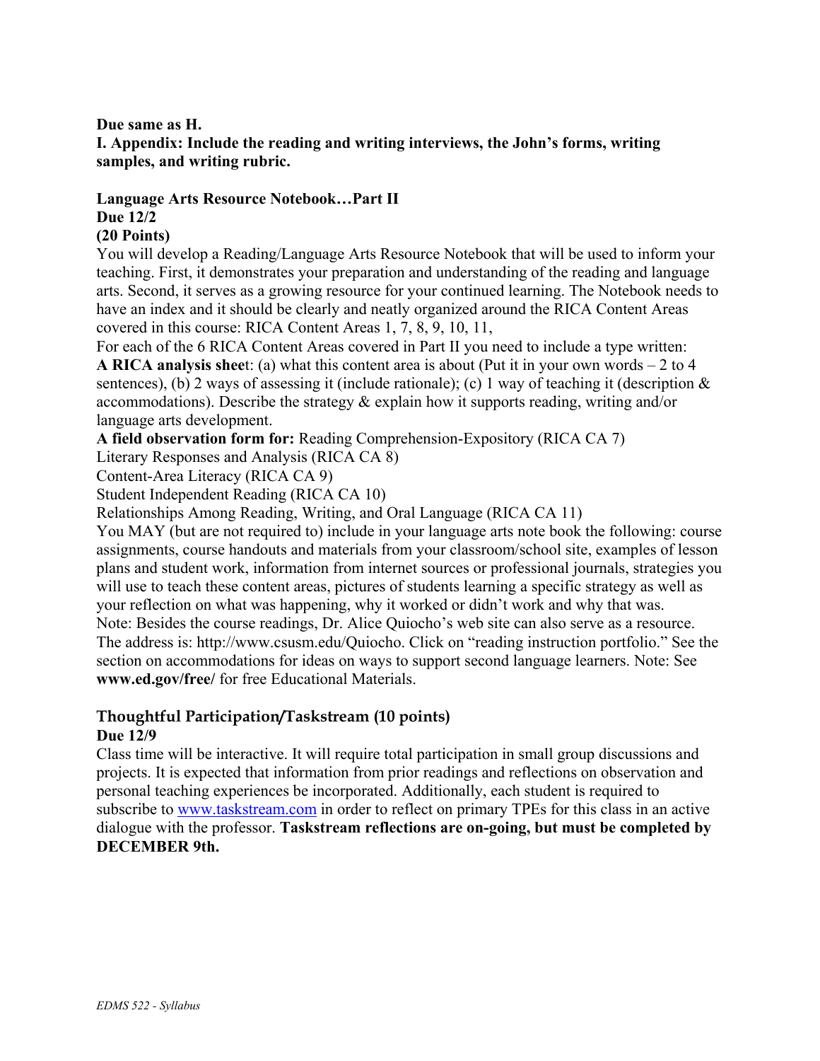**Due same as H.**

**I. Appendix: Include the reading and writing interviews, the John's forms, writing samples, and writing rubric.**

**Language Arts Resource Notebook…Part II**
**Due 12/2**
**(20 Points)**

You will develop a Reading/Language Arts Resource Notebook that will be used to inform your teaching. First, it demonstrates your preparation and understanding of the reading and language arts. Second, it serves as a growing resource for your continued learning. The Notebook needs to have an index and it should be clearly and neatly organized around the RICA Content Areas covered in this course: RICA Content Areas 1, 7, 8, 9, 10, 11,

For each of the 6 RICA Content Areas covered in Part II you need to include a type written:

**A RICA analysis shee**t: (a) what this content area is about (Put it in your own words – 2 to 4 sentences), (b) 2 ways of assessing it (include rationale); (c) 1 way of teaching it (description & accommodations). Describe the strategy & explain how it supports reading, writing and/or language arts development.

**A field observation form for:** Reading Comprehension-Expository (RICA CA 7)
Literary Responses and Analysis (RICA CA 8)
Content-Area Literacy (RICA CA 9)
Student Independent Reading (RICA CA 10)
Relationships Among Reading, Writing, and Oral Language (RICA CA 11)

You MAY (but are not required to) include in your language arts note book the following: course assignments, course handouts and materials from your classroom/school site, examples of lesson plans and student work, information from internet sources or professional journals, strategies you will use to teach these content areas, pictures of students learning a specific strategy as well as your reflection on what was happening, why it worked or didn't work and why that was.

Note: Besides the course readings, Dr. Alice Quiocho's web site can also serve as a resource. The address is: http://www.csusm.edu/Quiocho. Click on "reading instruction portfolio." See the section on accommodations for ideas on ways to support second language learners. Note: See **www.ed.gov/free/** for free Educational Materials.

**Thoughtful Participation/Taskstream (10 points)**
**Due 12/9**

Class time will be interactive. It will require total participation in small group discussions and projects. It is expected that information from prior readings and reflections on observation and personal teaching experiences be incorporated. Additionally, each student is required to subscribe to www.taskstream.com in order to reflect on primary TPEs for this class in an active dialogue with the professor. **Taskstream reflections are on-going, but must be completed by DECEMBER 9th.**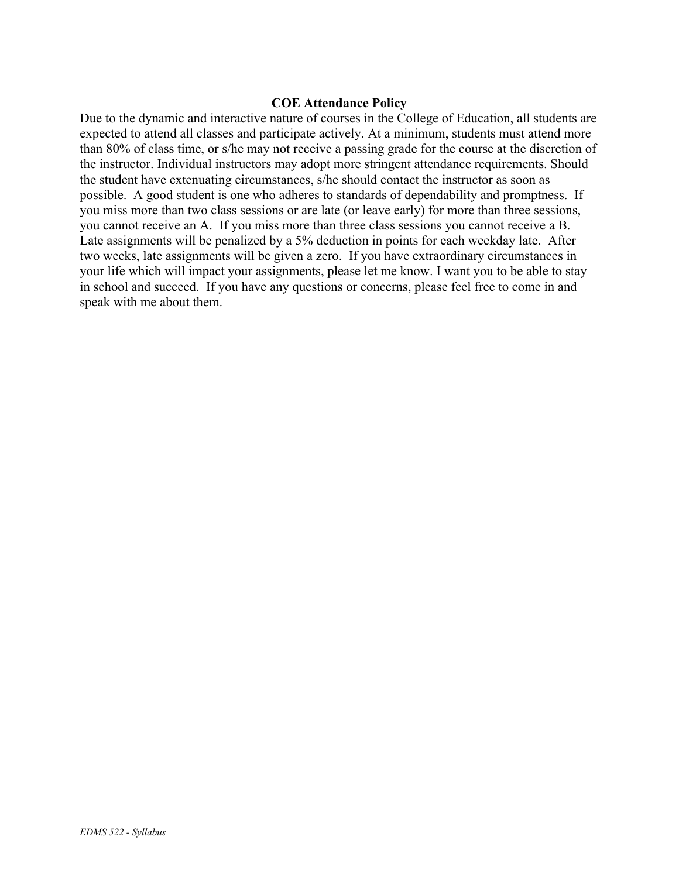**COE Attendance Policy**

Due to the dynamic and interactive nature of courses in the College of Education, all students are expected to attend all classes and participate actively. At a minimum, students must attend more than 80% of class time, or s/he may not receive a passing grade for the course at the discretion of the instructor. Individual instructors may adopt more stringent attendance requirements. Should the student have extenuating circumstances, s/he should contact the instructor as soon as possible. A good student is one who adheres to standards of dependability and promptness. If you miss more than two class sessions or are late (or leave early) for more than three sessions, you cannot receive an A. If you miss more than three class sessions you cannot receive a B. Late assignments will be penalized by a 5% deduction in points for each weekday late. After two weeks, late assignments will be given a zero. If you have extraordinary circumstances in your life which will impact your assignments, please let me know. I want you to be able to stay in school and succeed. If you have any questions or concerns, please feel free to come in and speak with me about them.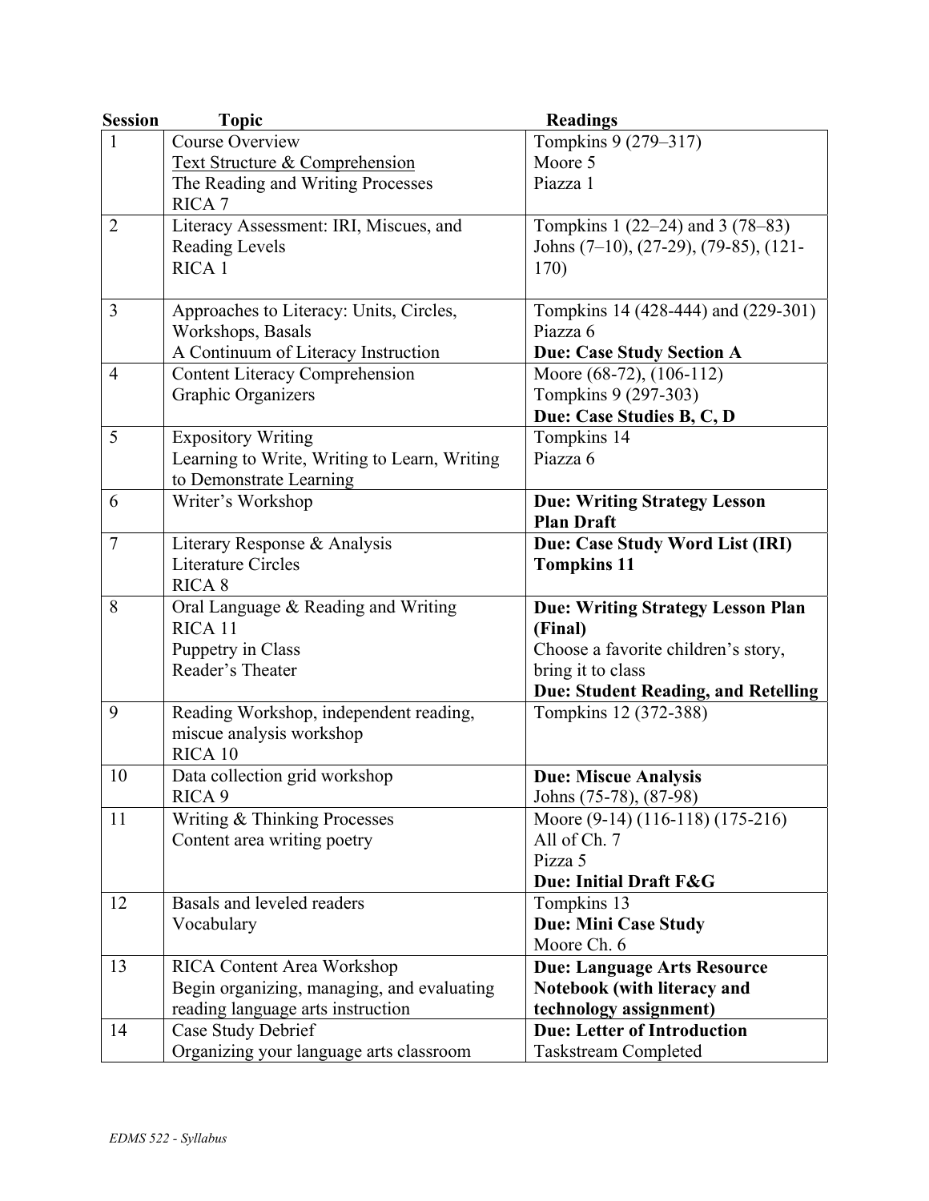| Session | Topic | Readings |
|---|---|---|
| 1 | Course Overview<br>Text Structure & Comprehension<br>The Reading and Writing Processes<br>RICA 7 | Tompkins 9 (279–317)<br>Moore 5<br>Piazza 1 |
| 2 | Literacy Assessment: IRI, Miscues, and Reading Levels<br>RICA 1 | Tompkins 1 (22–24) and 3 (78–83)<br>Johns (7–10), (27-29), (79-85), (121-170) |
| 3 | Approaches to Literacy: Units, Circles, Workshops, Basals<br>A Continuum of Literacy Instruction | Tompkins 14 (428-444) and (229-301)<br>Piazza 6<br>**Due: Case Study Section A** |
| 4 | Content Literacy Comprehension<br>Graphic Organizers | Moore (68-72), (106-112)<br>Tompkins 9 (297-303)<br>**Due: Case Studies B, C, D** |
| 5 | Expository Writing<br>Learning to Write, Writing to Learn, Writing to Demonstrate Learning | Tompkins 14<br>Piazza 6 |
| 6 | Writer's Workshop | **Due: Writing Strategy Lesson Plan Draft** |
| 7 | Literary Response & Analysis<br>Literature Circles<br>RICA 8 | **Due: Case Study Word List (IRI)**<br>**Tompkins 11** |
| 8 | Oral Language & Reading and Writing<br>RICA 11<br>Puppetry in Class<br>Reader's Theater | **Due: Writing Strategy Lesson Plan (Final)**<br>Choose a favorite children's story, bring it to class<br>**Due: Student Reading, and Retelling** |
| 9 | Reading Workshop, independent reading, miscue analysis workshop<br>RICA 10 | Tompkins 12 (372-388) |
| 10 | Data collection grid workshop<br>RICA 9 | **Due: Miscue Analysis**<br>Johns (75-78), (87-98) |
| 11 | Writing & Thinking Processes<br>Content area writing poetry | Moore (9-14) (116-118) (175-216)<br>All of Ch. 7<br>Pizza 5<br>**Due: Initial Draft F&G** |
| 12 | Basals and leveled readers<br>Vocabulary | Tompkins 13<br>**Due: Mini Case Study**<br>Moore Ch. 6 |
| 13 | RICA Content Area Workshop<br>Begin organizing, managing, and evaluating reading language arts instruction | **Due: Language Arts Resource Notebook (with literacy and technology assignment)** |
| 14 | Case Study Debrief<br>Organizing your language arts classroom | **Due: Letter of Introduction**<br>Taskstream Completed |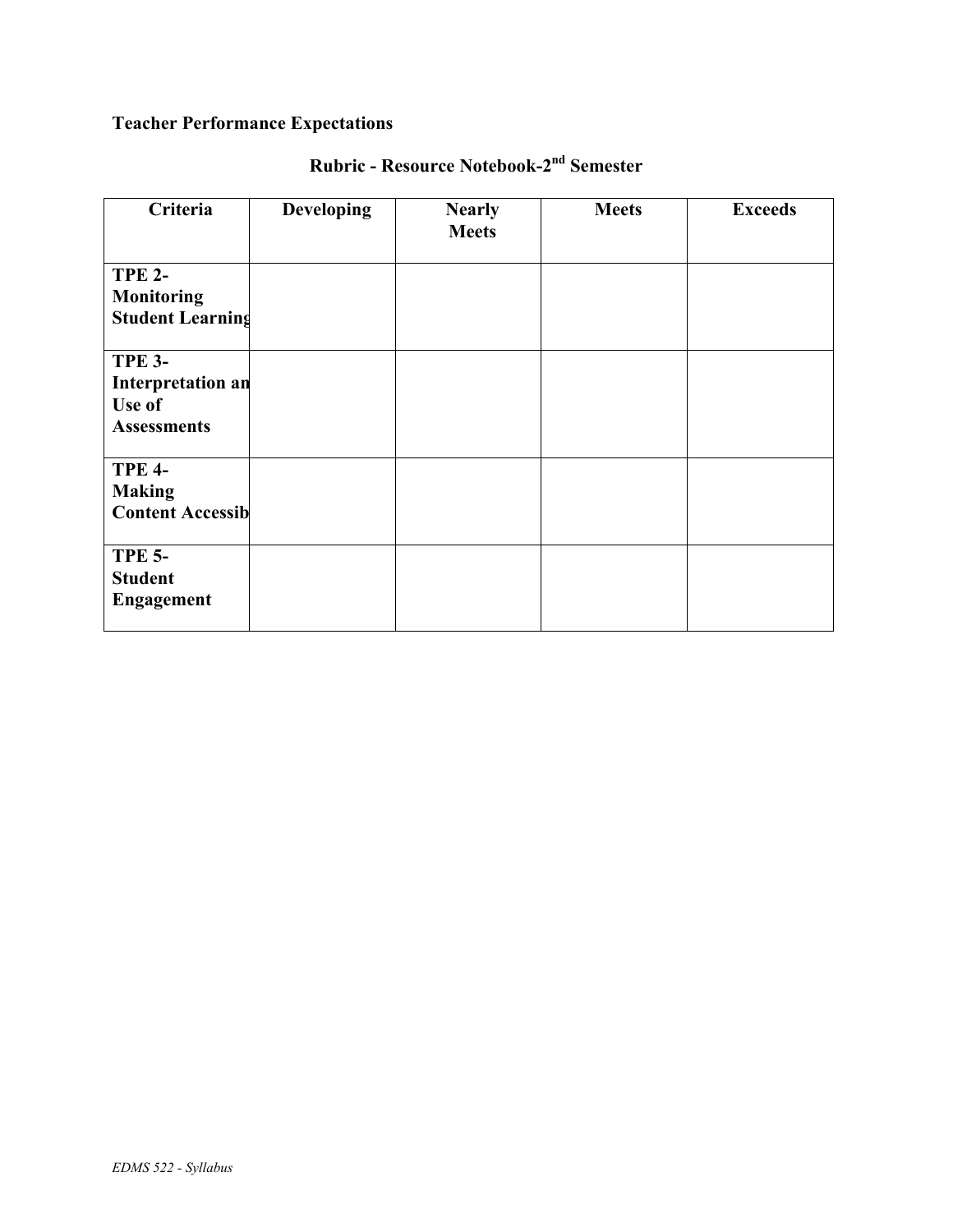**Teacher Performance Expectations**

## Rubric - Resource Notebook-2nd Semester

| Criteria | Developing | Nearly Meets | Meets | Exceeds |
|---|---|---|---|---|
| **TPE 2- Monitoring Student Learning** | | | | |
| **TPE 3- Interpretation and Use of Assessments** | | | | |
| **TPE 4- Making Content Accessible** | | | | |
| **TPE 5- Student Engagement** | | | | |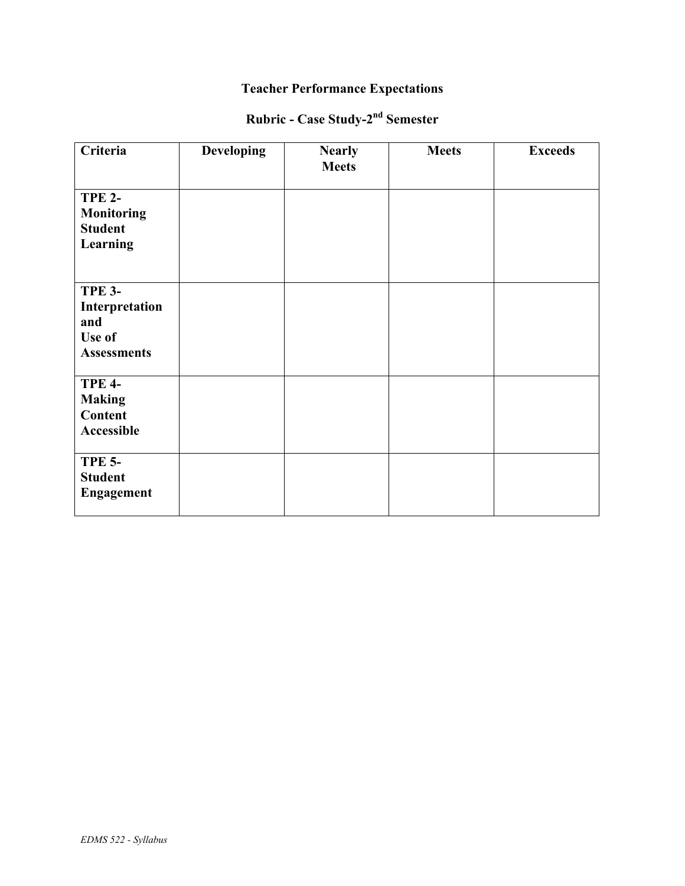**Teacher Performance Expectations**

**Rubric - Case Study-2nd Semester**

| Criteria | Developing | Nearly Meets | Meets | Exceeds |
|---|---|---|---|---|
| **TPE 2- Monitoring Student Learning** | | | | |
| **TPE 3- Interpretation and Use of Assessments** | | | | |
| **TPE 4- Making Content Accessible** | | | | |
| **TPE 5- Student Engagement** | | | | |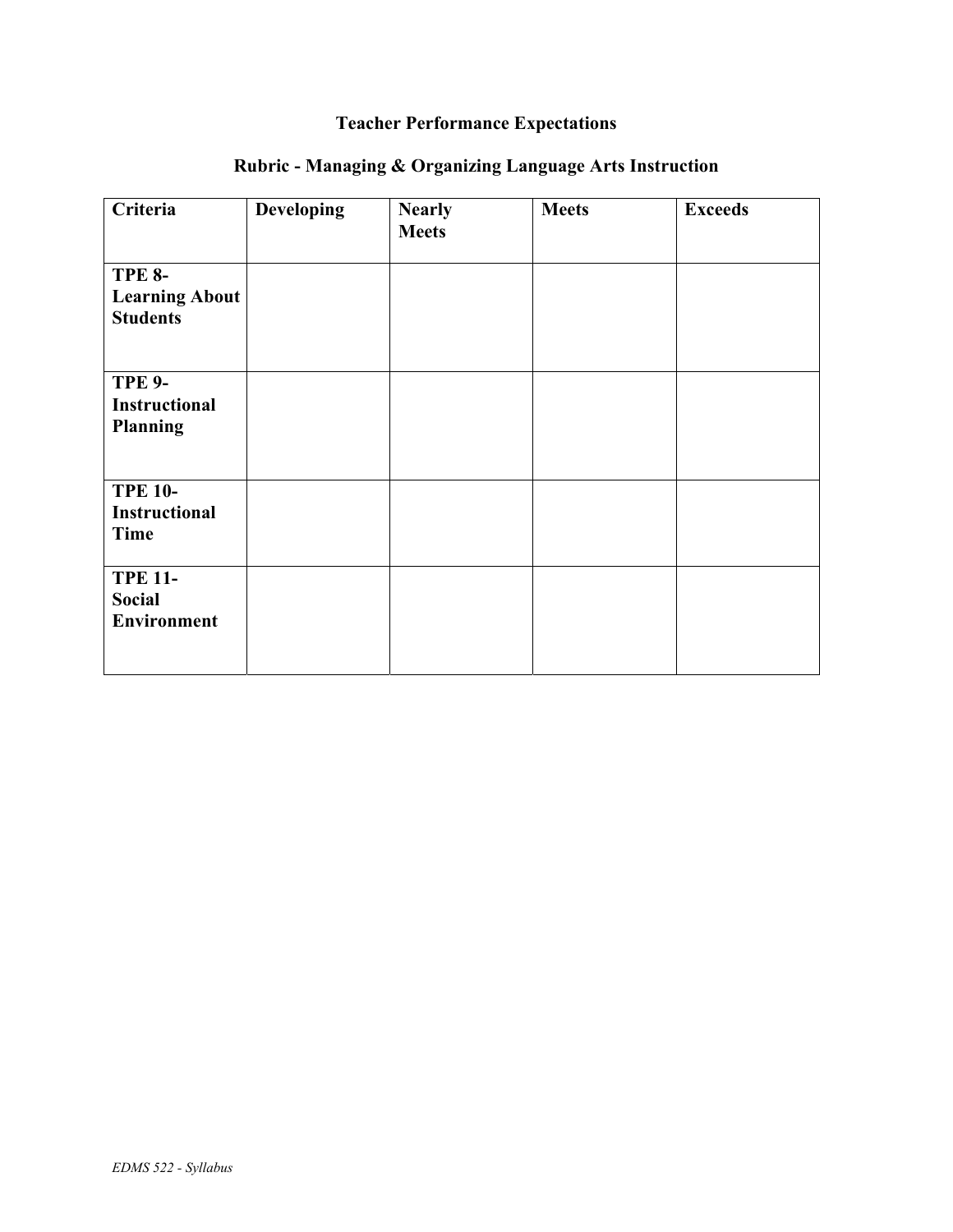## Teacher Performance Expectations

### Rubric - Managing & Organizing Language Arts Instruction

| Criteria | Developing | Nearly Meets | Meets | Exceeds |
|---|---|---|---|---|
| **TPE 8- Learning About Students** | | | | |
| **TPE 9- Instructional Planning** | | | | |
| **TPE 10- Instructional Time** | | | | |
| **TPE 11- Social Environment** | | | | |